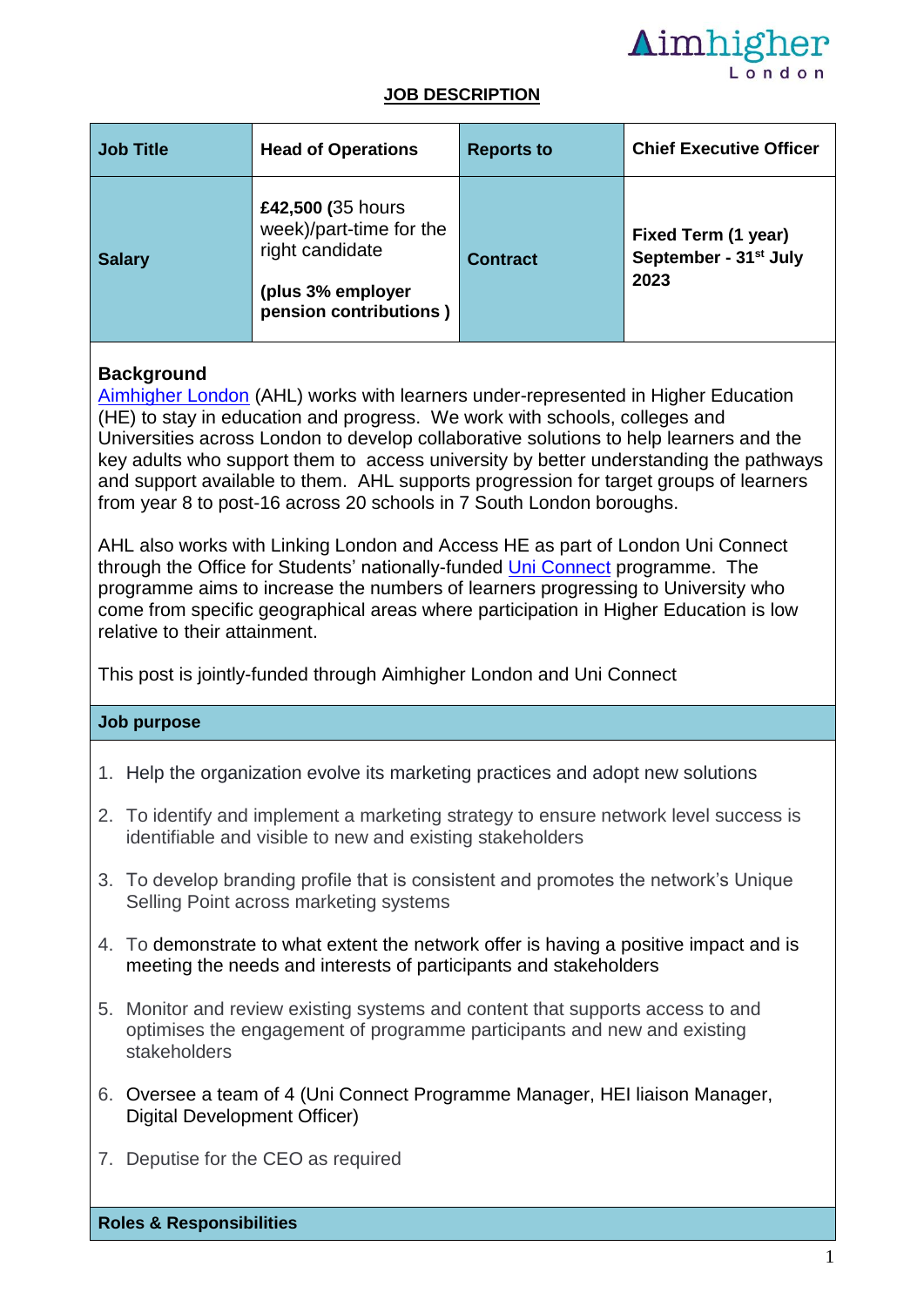Aimhigher London

**JOB DESCRIPTION**

| **Job Title** | **Head of Operations** | **Reports to** | **Chief Executive Officer** |
|---|---|---|---|
| **Salary** | **£42,500 (**35 hours week)/part-time for the right candidate<br><br>**(plus 3% employer pension contributions )** | **Contract** | **Fixed Term (1 year) September - 31st July 2023** |

**Background**

Aimhigher London (AHL) works with learners under-represented in Higher Education (HE) to stay in education and progress. We work with schools, colleges and Universities across London to develop collaborative solutions to help learners and the key adults who support them to access university by better understanding the pathways and support available to them. AHL supports progression for target groups of learners from year 8 to post-16 across 20 schools in 7 South London boroughs.

AHL also works with Linking London and Access HE as part of London Uni Connect through the Office for Students' nationally-funded Uni Connect programme. The programme aims to increase the numbers of learners progressing to University who come from specific geographical areas where participation in Higher Education is low relative to their attainment.

This post is jointly-funded through Aimhigher London and Uni Connect

**Job purpose**

1. Help the organization evolve its marketing practices and adopt new solutions
2. To identify and implement a marketing strategy to ensure network level success is identifiable and visible to new and existing stakeholders
3. To develop branding profile that is consistent and promotes the network's Unique Selling Point across marketing systems
4. To demonstrate to what extent the network offer is having a positive impact and is meeting the needs and interests of participants and stakeholders
5. Monitor and review existing systems and content that supports access to and optimises the engagement of programme participants and new and existing stakeholders
6. Oversee a team of 4 (Uni Connect Programme Manager, HEI liaison Manager, Digital Development Officer)
7. Deputise for the CEO as required

**Roles & Responsibilities**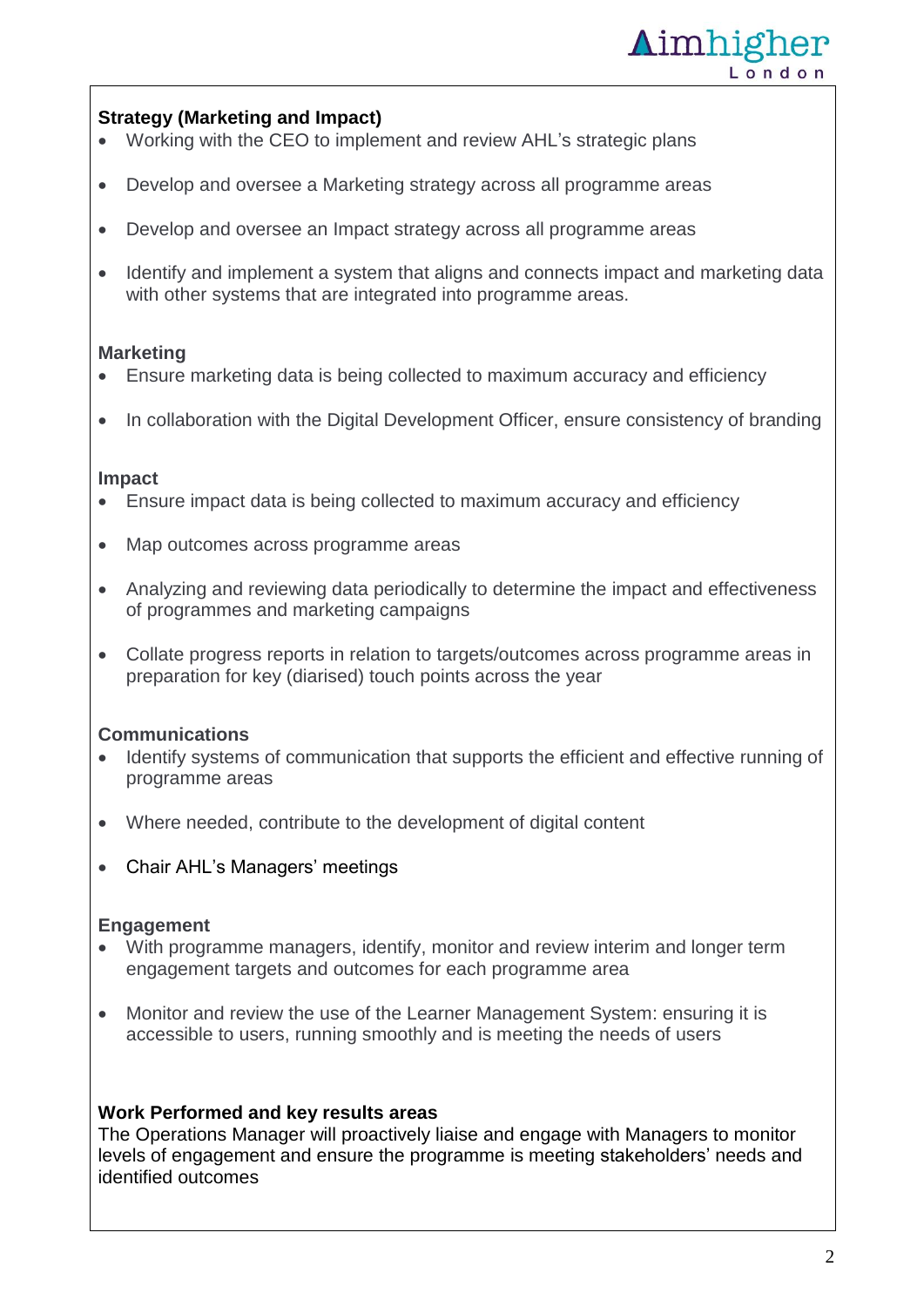**Strategy (Marketing and Impact)**

- Working with the CEO to implement and review AHL's strategic plans
- Develop and oversee a Marketing strategy across all programme areas
- Develop and oversee an Impact strategy across all programme areas
- Identify and implement a system that aligns and connects impact and marketing data with other systems that are integrated into programme areas.

**Marketing**

- Ensure marketing data is being collected to maximum accuracy and efficiency
- In collaboration with the Digital Development Officer, ensure consistency of branding

**Impact**

- Ensure impact data is being collected to maximum accuracy and efficiency
- Map outcomes across programme areas
- Analyzing and reviewing data periodically to determine the impact and effectiveness of programmes and marketing campaigns
- Collate progress reports in relation to targets/outcomes across programme areas in preparation for key (diarised) touch points across the year

**Communications**

- Identify systems of communication that supports the efficient and effective running of programme areas
- Where needed, contribute to the development of digital content
- Chair AHL's Managers' meetings

**Engagement**

- With programme managers, identify, monitor and review interim and longer term engagement targets and outcomes for each programme area
- Monitor and review the use of the Learner Management System: ensuring it is accessible to users, running smoothly and is meeting the needs of users

**Work Performed and key results areas**

The Operations Manager will proactively liaise and engage with Managers to monitor levels of engagement and ensure the programme is meeting stakeholders' needs and identified outcomes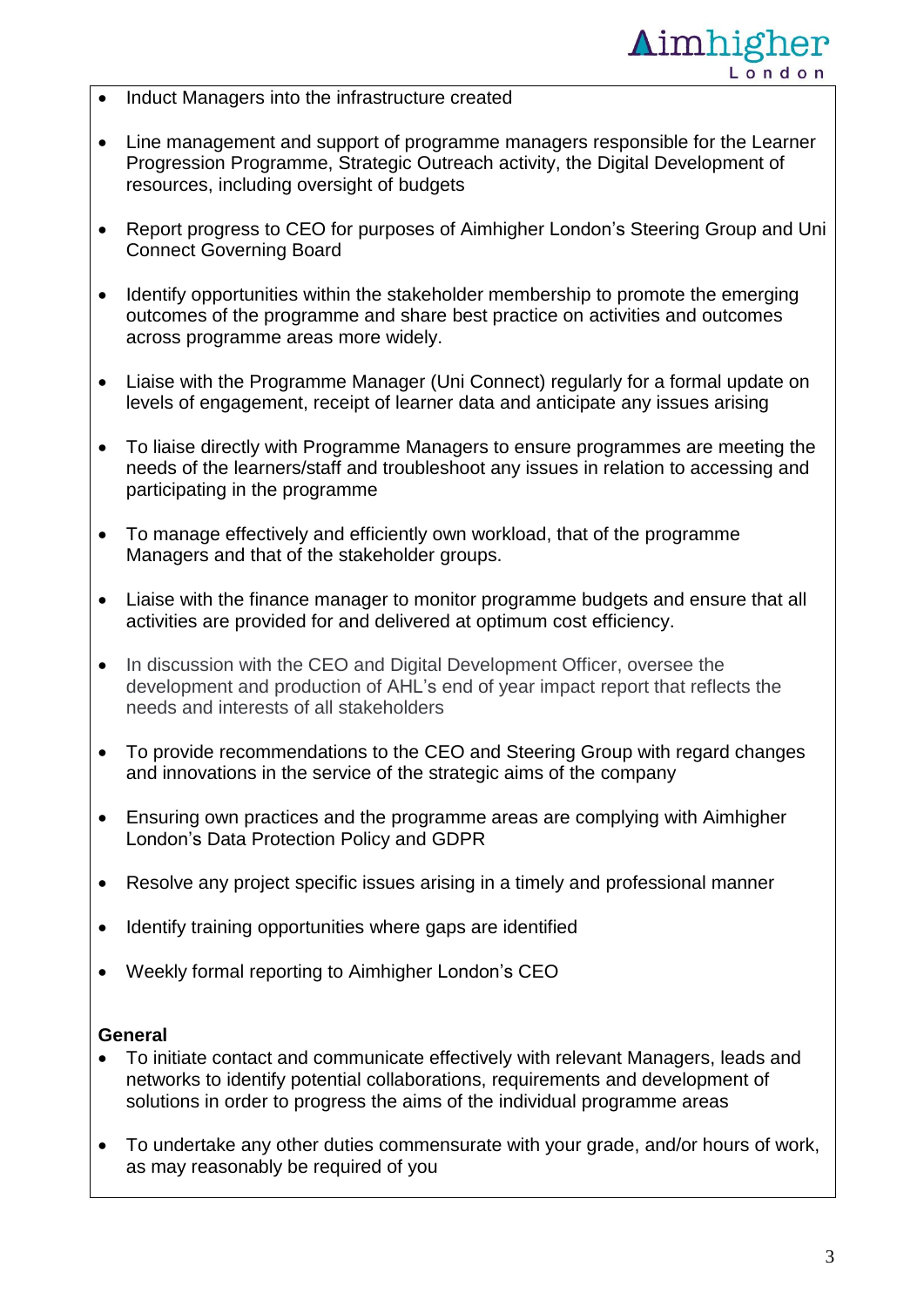- Induct Managers into the infrastructure created

- Line management and support of programme managers responsible for the Learner Progression Programme, Strategic Outreach activity, the Digital Development of resources, including oversight of budgets

- Report progress to CEO for purposes of Aimhigher London's Steering Group and Uni Connect Governing Board

- Identify opportunities within the stakeholder membership to promote the emerging outcomes of the programme and share best practice on activities and outcomes across programme areas more widely.

- Liaise with the Programme Manager (Uni Connect) regularly for a formal update on levels of engagement, receipt of learner data and anticipate any issues arising

- To liaise directly with Programme Managers to ensure programmes are meeting the needs of the learners/staff and troubleshoot any issues in relation to accessing and participating in the programme

- To manage effectively and efficiently own workload, that of the programme Managers and that of the stakeholder groups.

- Liaise with the finance manager to monitor programme budgets and ensure that all activities are provided for and delivered at optimum cost efficiency.

- In discussion with the CEO and Digital Development Officer, oversee the development and production of AHL's end of year impact report that reflects the needs and interests of all stakeholders

- To provide recommendations to the CEO and Steering Group with regard changes and innovations in the service of the strategic aims of the company

- Ensuring own practices and the programme areas are complying with Aimhigher London's Data Protection Policy and GDPR

- Resolve any project specific issues arising in a timely and professional manner

- Identify training opportunities where gaps are identified

- Weekly formal reporting to Aimhigher London's CEO

**General**

- To initiate contact and communicate effectively with relevant Managers, leads and networks to identify potential collaborations, requirements and development of solutions in order to progress the aims of the individual programme areas

- To undertake any other duties commensurate with your grade, and/or hours of work, as may reasonably be required of you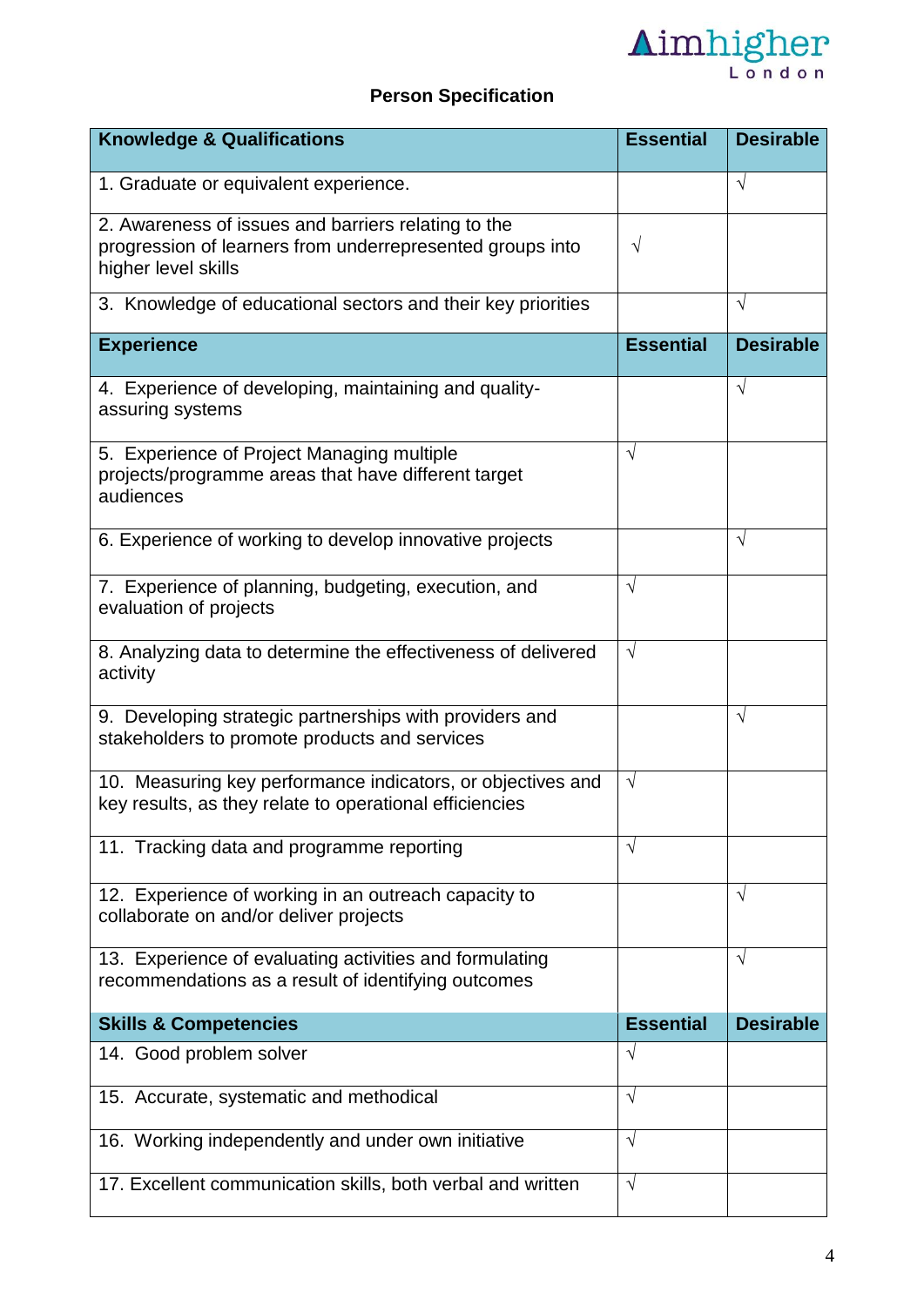## Person Specification

| Knowledge & Qualifications | Essential | Desirable |
|---|---|---|
| 1. Graduate or equivalent experience. | | √ |
| 2. Awareness of issues and barriers relating to the progression of learners from underrepresented groups into higher level skills | √ | |
| 3. Knowledge of educational sectors and their key priorities | | √ |
| **Experience** | **Essential** | **Desirable** |
| 4. Experience of developing, maintaining and quality-assuring systems | | √ |
| 5. Experience of Project Managing multiple projects/programme areas that have different target audiences | √ | |
| 6. Experience of working to develop innovative projects | | √ |
| 7. Experience of planning, budgeting, execution, and evaluation of projects | √ | |
| 8. Analyzing data to determine the effectiveness of delivered activity | √ | |
| 9. Developing strategic partnerships with providers and stakeholders to promote products and services | | √ |
| 10. Measuring key performance indicators, or objectives and key results, as they relate to operational efficiencies | √ | |
| 11. Tracking data and programme reporting | √ | |
| 12. Experience of working in an outreach capacity to collaborate on and/or deliver projects | | √ |
| 13. Experience of evaluating activities and formulating recommendations as a result of identifying outcomes | | √ |
| **Skills & Competencies** | **Essential** | **Desirable** |
| 14. Good problem solver | √ | |
| 15. Accurate, systematic and methodical | √ | |
| 16. Working independently and under own initiative | √ | |
| 17. Excellent communication skills, both verbal and written | √ | |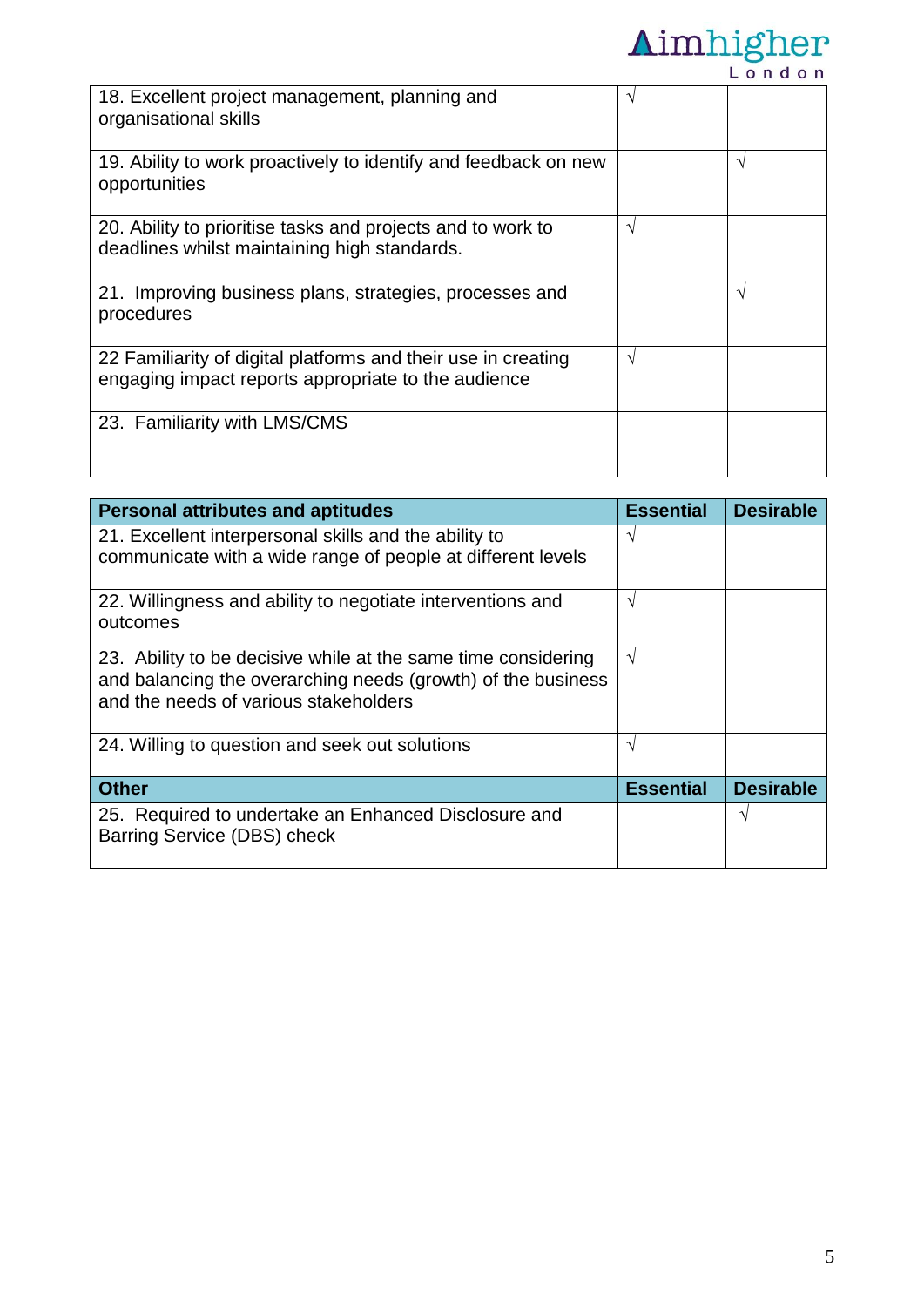| | | |
|---|---|---|
| 18. Excellent project management, planning and organisational skills | √ | |
| 19. Ability to work proactively to identify and feedback on new opportunities | | √ |
| 20. Ability to prioritise tasks and projects and to work to deadlines whilst maintaining high standards. | √ | |
| 21. Improving business plans, strategies, processes and procedures | | √ |
| 22 Familiarity of digital platforms and their use in creating engaging impact reports appropriate to the audience | √ | |
| 23. Familiarity with LMS/CMS | | |

| Personal attributes and aptitudes | Essential | Desirable |
|---|---|---|
| 21. Excellent interpersonal skills and the ability to communicate with a wide range of people at different levels | √ | |
| 22. Willingness and ability to negotiate interventions and outcomes | √ | |
| 23. Ability to be decisive while at the same time considering and balancing the overarching needs (growth) of the business and the needs of various stakeholders | √ | |
| 24. Willing to question and seek out solutions | √ | |
| **Other** | **Essential** | **Desirable** |
| 25. Required to undertake an Enhanced Disclosure and Barring Service (DBS) check | | √ |